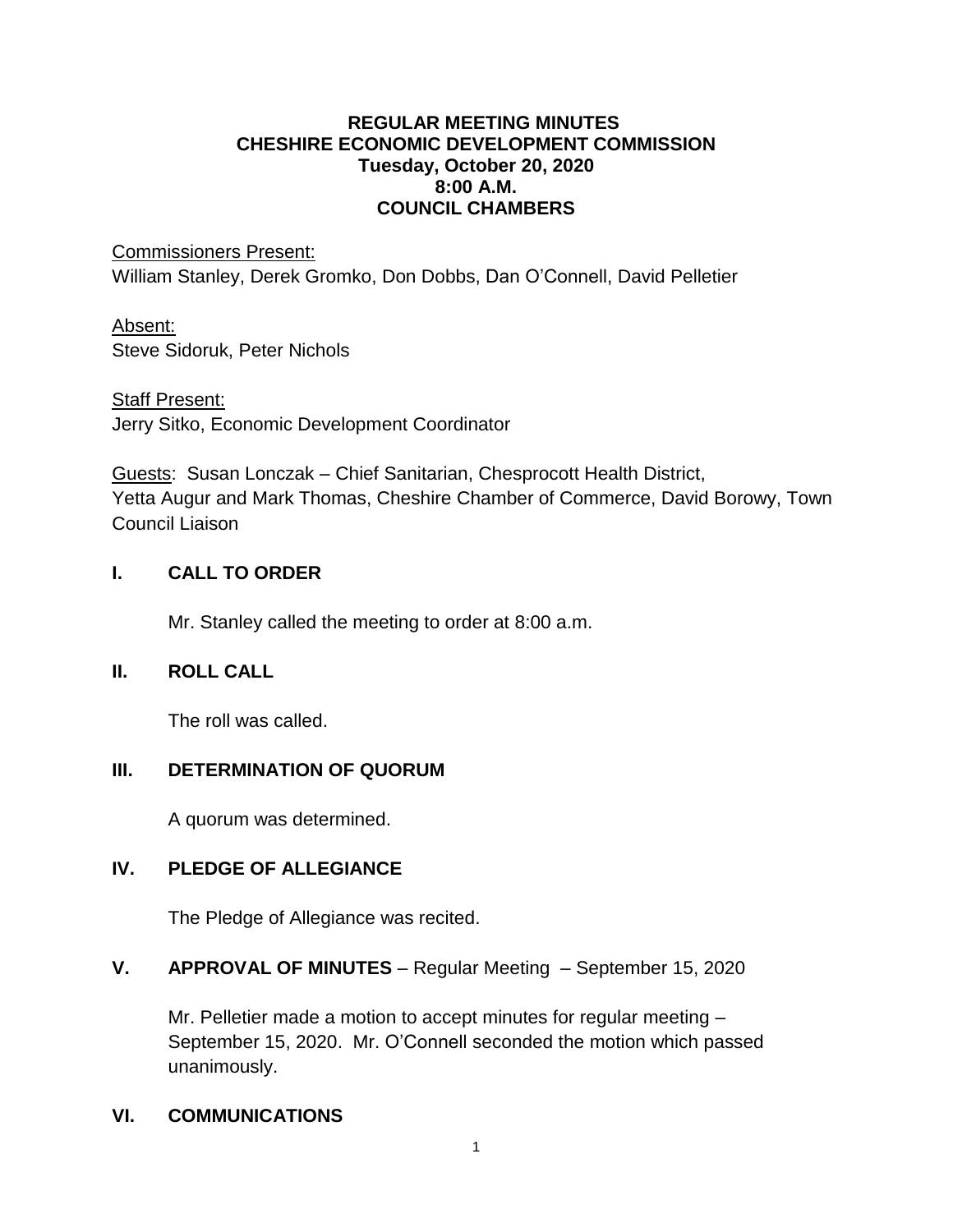**REGULAR MEETING MINUTES**
**CHESHIRE ECONOMIC DEVELOPMENT COMMISSION**
**Tuesday, October 20, 2020**
**8:00 A.M.**
**COUNCIL CHAMBERS**

Commissioners Present:
William Stanley, Derek Gromko, Don Dobbs, Dan O'Connell, David Pelletier

Absent:
Steve Sidoruk, Peter Nichols

Staff Present:
Jerry Sitko, Economic Development Coordinator

Guests: Susan Lonczak – Chief Sanitarian, Chesprocott Health District, Yetta Augur and Mark Thomas, Cheshire Chamber of Commerce, David Borowy, Town Council Liaison

## I. CALL TO ORDER

Mr. Stanley called the meeting to order at 8:00 a.m.

## II. ROLL CALL

The roll was called.

## III. DETERMINATION OF QUORUM

A quorum was determined.

## IV. PLEDGE OF ALLEGIANCE

The Pledge of Allegiance was recited.

## V. APPROVAL OF MINUTES – Regular Meeting – September 15, 2020

Mr. Pelletier made a motion to accept minutes for regular meeting – September 15, 2020. Mr. O'Connell seconded the motion which passed unanimously.

## VI. COMMUNICATIONS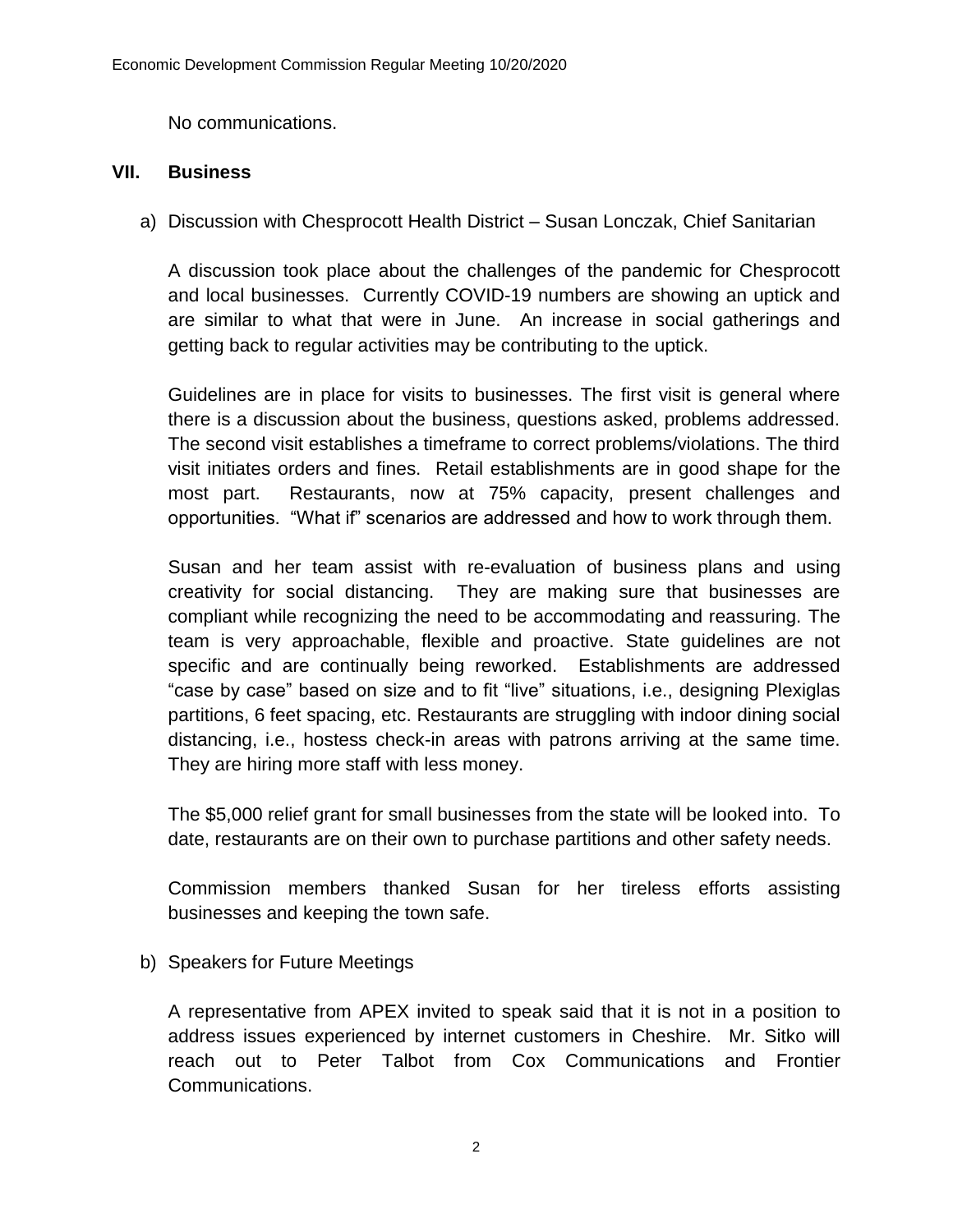No communications.

## VII. Business

a) Discussion with Chesprocott Health District – Susan Lonczak, Chief Sanitarian

A discussion took place about the challenges of the pandemic for Chesprocott and local businesses. Currently COVID-19 numbers are showing an uptick and are similar to what that were in June. An increase in social gatherings and getting back to regular activities may be contributing to the uptick.

Guidelines are in place for visits to businesses. The first visit is general where there is a discussion about the business, questions asked, problems addressed. The second visit establishes a timeframe to correct problems/violations. The third visit initiates orders and fines. Retail establishments are in good shape for the most part. Restaurants, now at 75% capacity, present challenges and opportunities. "What if" scenarios are addressed and how to work through them.

Susan and her team assist with re-evaluation of business plans and using creativity for social distancing. They are making sure that businesses are compliant while recognizing the need to be accommodating and reassuring. The team is very approachable, flexible and proactive. State guidelines are not specific and are continually being reworked. Establishments are addressed "case by case" based on size and to fit "live" situations, i.e., designing Plexiglas partitions, 6 feet spacing, etc. Restaurants are struggling with indoor dining social distancing, i.e., hostess check-in areas with patrons arriving at the same time. They are hiring more staff with less money.

The $5,000 relief grant for small businesses from the state will be looked into. To date, restaurants are on their own to purchase partitions and other safety needs.

Commission members thanked Susan for her tireless efforts assisting businesses and keeping the town safe.

b) Speakers for Future Meetings

A representative from APEX invited to speak said that it is not in a position to address issues experienced by internet customers in Cheshire. Mr. Sitko will reach out to Peter Talbot from Cox Communications and Frontier Communications.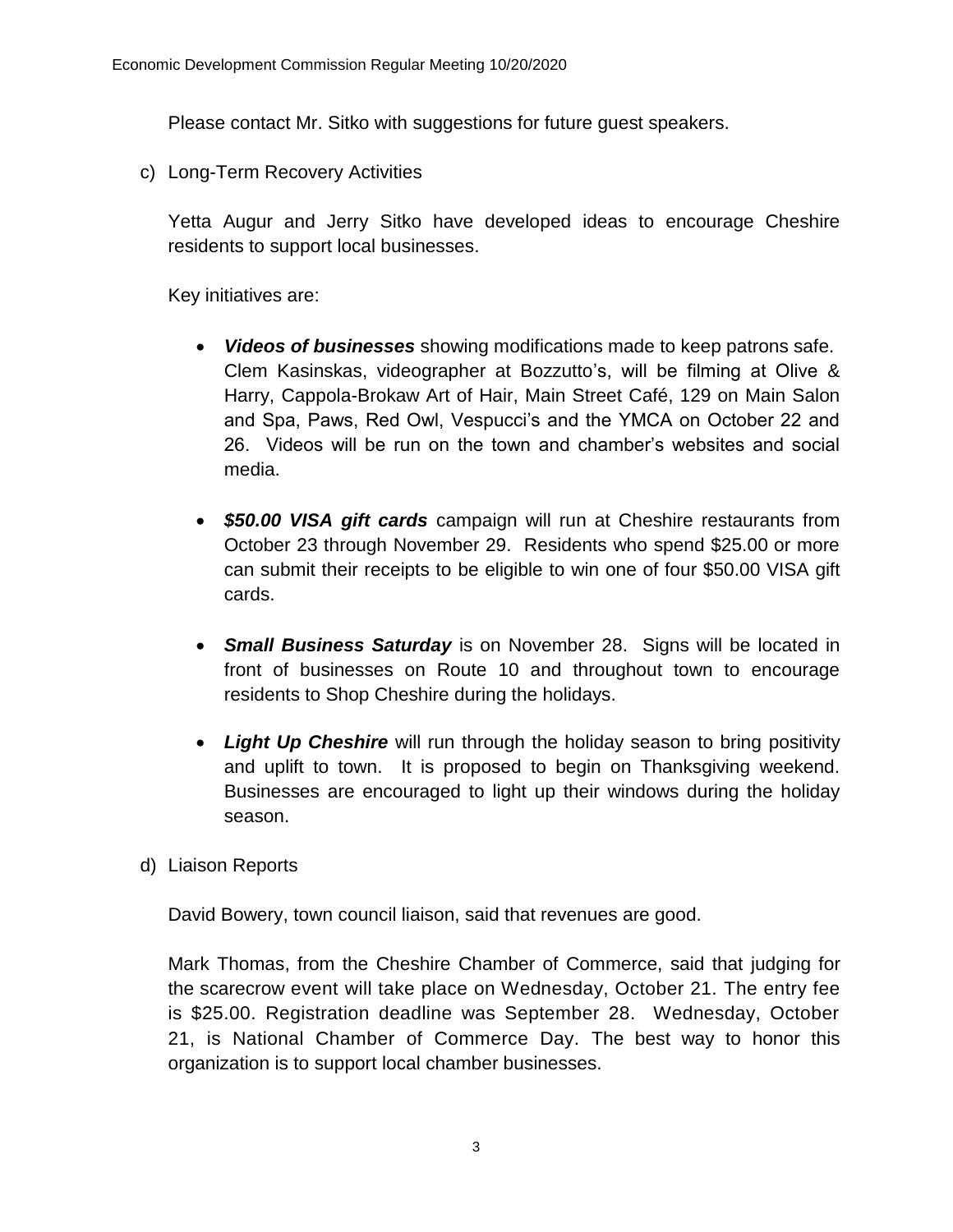Please contact Mr. Sitko with suggestions for future guest speakers.

c) Long-Term Recovery Activities

Yetta Augur and Jerry Sitko have developed ideas to encourage Cheshire residents to support local businesses.

Key initiatives are:

- ***Videos of businesses*** showing modifications made to keep patrons safe. Clem Kasinskas, videographer at Bozzutto's, will be filming at Olive & Harry, Cappola-Brokaw Art of Hair, Main Street Café, 129 on Main Salon and Spa, Paws, Red Owl, Vespucci's and the YMCA on October 22 and 26. Videos will be run on the town and chamber's websites and social media.

- ***$50.00 VISA gift cards*** campaign will run at Cheshire restaurants from October 23 through November 29. Residents who spend $25.00 or more can submit their receipts to be eligible to win one of four $50.00 VISA gift cards.

- ***Small Business Saturday*** is on November 28. Signs will be located in front of businesses on Route 10 and throughout town to encourage residents to Shop Cheshire during the holidays.

- ***Light Up Cheshire*** will run through the holiday season to bring positivity and uplift to town. It is proposed to begin on Thanksgiving weekend. Businesses are encouraged to light up their windows during the holiday season.

d) Liaison Reports

David Bowery, town council liaison, said that revenues are good.

Mark Thomas, from the Cheshire Chamber of Commerce, said that judging for the scarecrow event will take place on Wednesday, October 21. The entry fee is $25.00. Registration deadline was September 28. Wednesday, October 21, is National Chamber of Commerce Day. The best way to honor this organization is to support local chamber businesses.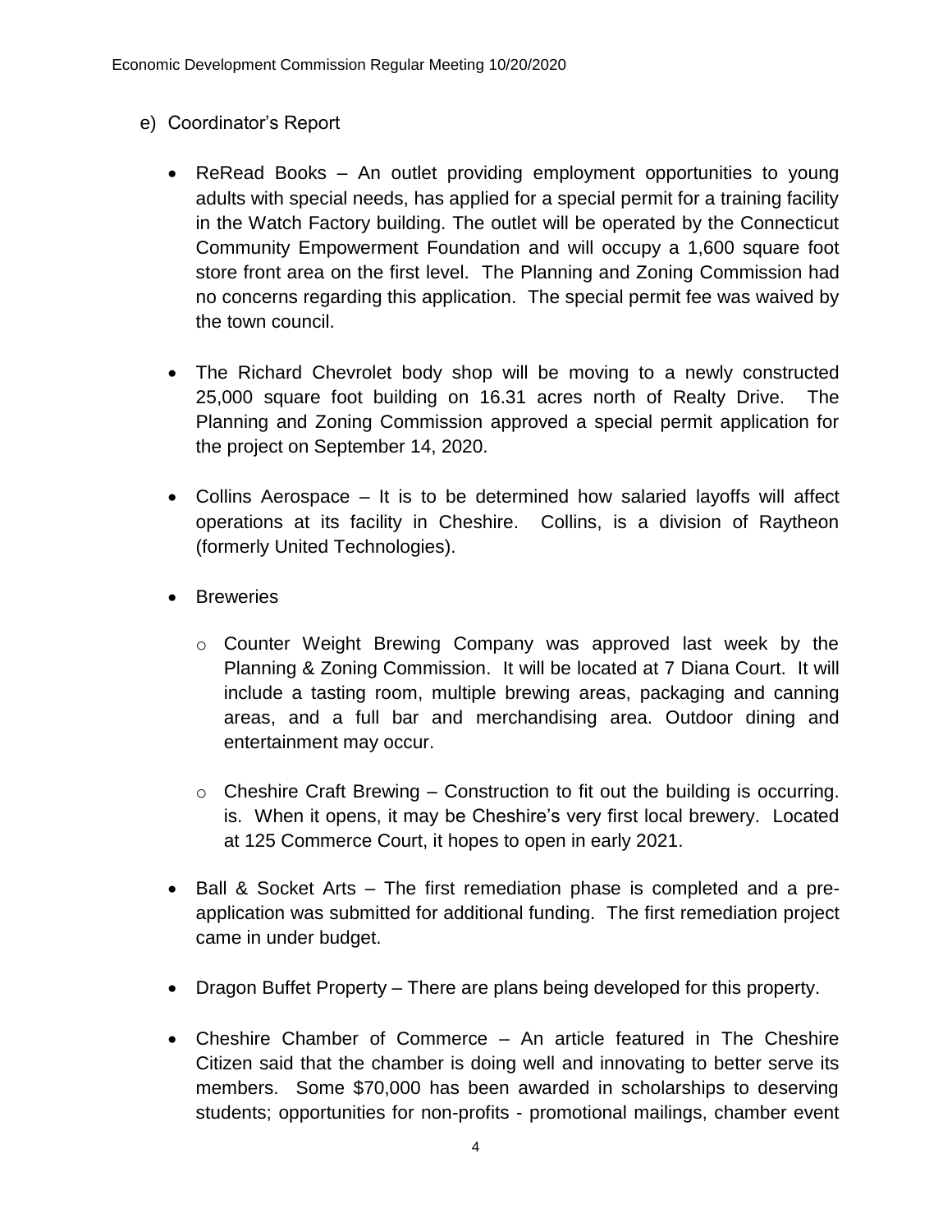e) Coordinator's Report

- ReRead Books – An outlet providing employment opportunities to young adults with special needs, has applied for a special permit for a training facility in the Watch Factory building. The outlet will be operated by the Connecticut Community Empowerment Foundation and will occupy a 1,600 square foot store front area on the first level. The Planning and Zoning Commission had no concerns regarding this application. The special permit fee was waived by the town council.

- The Richard Chevrolet body shop will be moving to a newly constructed 25,000 square foot building on 16.31 acres north of Realty Drive. The Planning and Zoning Commission approved a special permit application for the project on September 14, 2020.

- Collins Aerospace – It is to be determined how salaried layoffs will affect operations at its facility in Cheshire. Collins, is a division of Raytheon (formerly United Technologies).

- Breweries

  - Counter Weight Brewing Company was approved last week by the Planning & Zoning Commission. It will be located at 7 Diana Court. It will include a tasting room, multiple brewing areas, packaging and canning areas, and a full bar and merchandising area. Outdoor dining and entertainment may occur.

  - Cheshire Craft Brewing – Construction to fit out the building is occurring. is. When it opens, it may be Cheshire's very first local brewery. Located at 125 Commerce Court, it hopes to open in early 2021.

- Ball & Socket Arts – The first remediation phase is completed and a pre-application was submitted for additional funding. The first remediation project came in under budget.

- Dragon Buffet Property – There are plans being developed for this property.

- Cheshire Chamber of Commerce – An article featured in The Cheshire Citizen said that the chamber is doing well and innovating to better serve its members. Some $70,000 has been awarded in scholarships to deserving students; opportunities for non-profits - promotional mailings, chamber event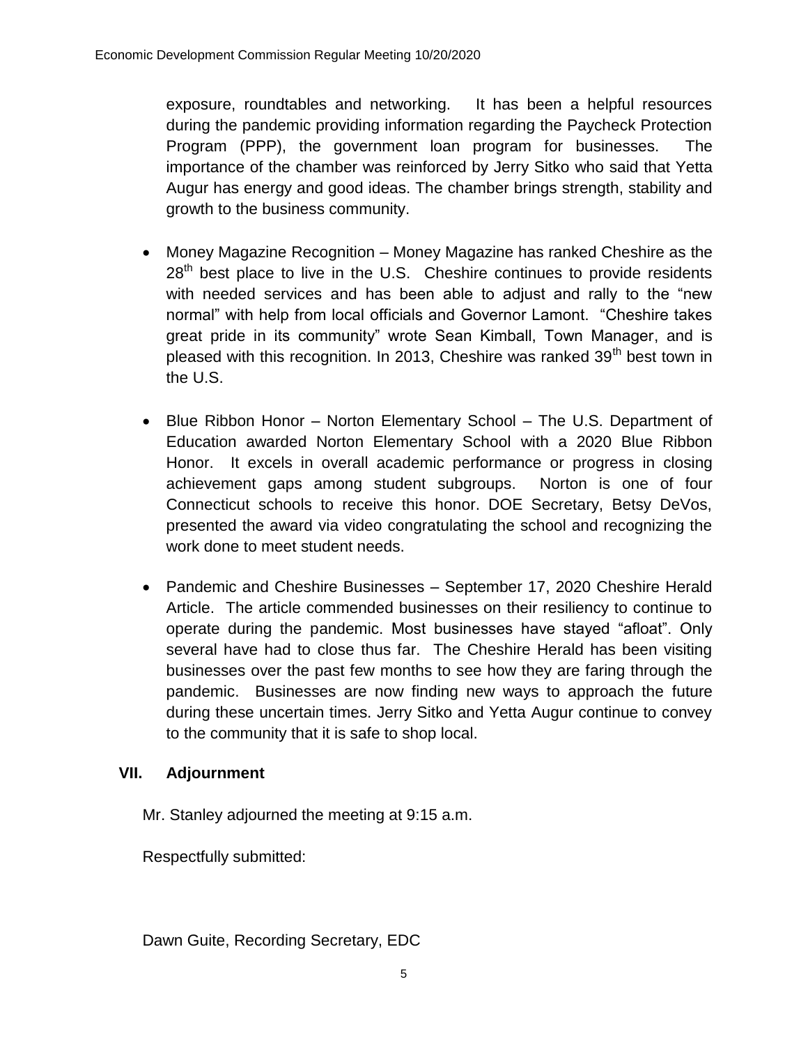exposure, roundtables and networking. It has been a helpful resources during the pandemic providing information regarding the Paycheck Protection Program (PPP), the government loan program for businesses. The importance of the chamber was reinforced by Jerry Sitko who said that Yetta Augur has energy and good ideas. The chamber brings strength, stability and growth to the business community.

- Money Magazine Recognition – Money Magazine has ranked Cheshire as the 28th best place to live in the U.S. Cheshire continues to provide residents with needed services and has been able to adjust and rally to the "new normal" with help from local officials and Governor Lamont. "Cheshire takes great pride in its community" wrote Sean Kimball, Town Manager, and is pleased with this recognition. In 2013, Cheshire was ranked 39th best town in the U.S.

- Blue Ribbon Honor – Norton Elementary School – The U.S. Department of Education awarded Norton Elementary School with a 2020 Blue Ribbon Honor. It excels in overall academic performance or progress in closing achievement gaps among student subgroups. Norton is one of four Connecticut schools to receive this honor. DOE Secretary, Betsy DeVos, presented the award via video congratulating the school and recognizing the work done to meet student needs.

- Pandemic and Cheshire Businesses – September 17, 2020 Cheshire Herald Article. The article commended businesses on their resiliency to continue to operate during the pandemic. Most businesses have stayed "afloat". Only several have had to close thus far. The Cheshire Herald has been visiting businesses over the past few months to see how they are faring through the pandemic. Businesses are now finding new ways to approach the future during these uncertain times. Jerry Sitko and Yetta Augur continue to convey to the community that it is safe to shop local.

## VII. Adjournment

Mr. Stanley adjourned the meeting at 9:15 a.m.

Respectfully submitted:

Dawn Guite, Recording Secretary, EDC